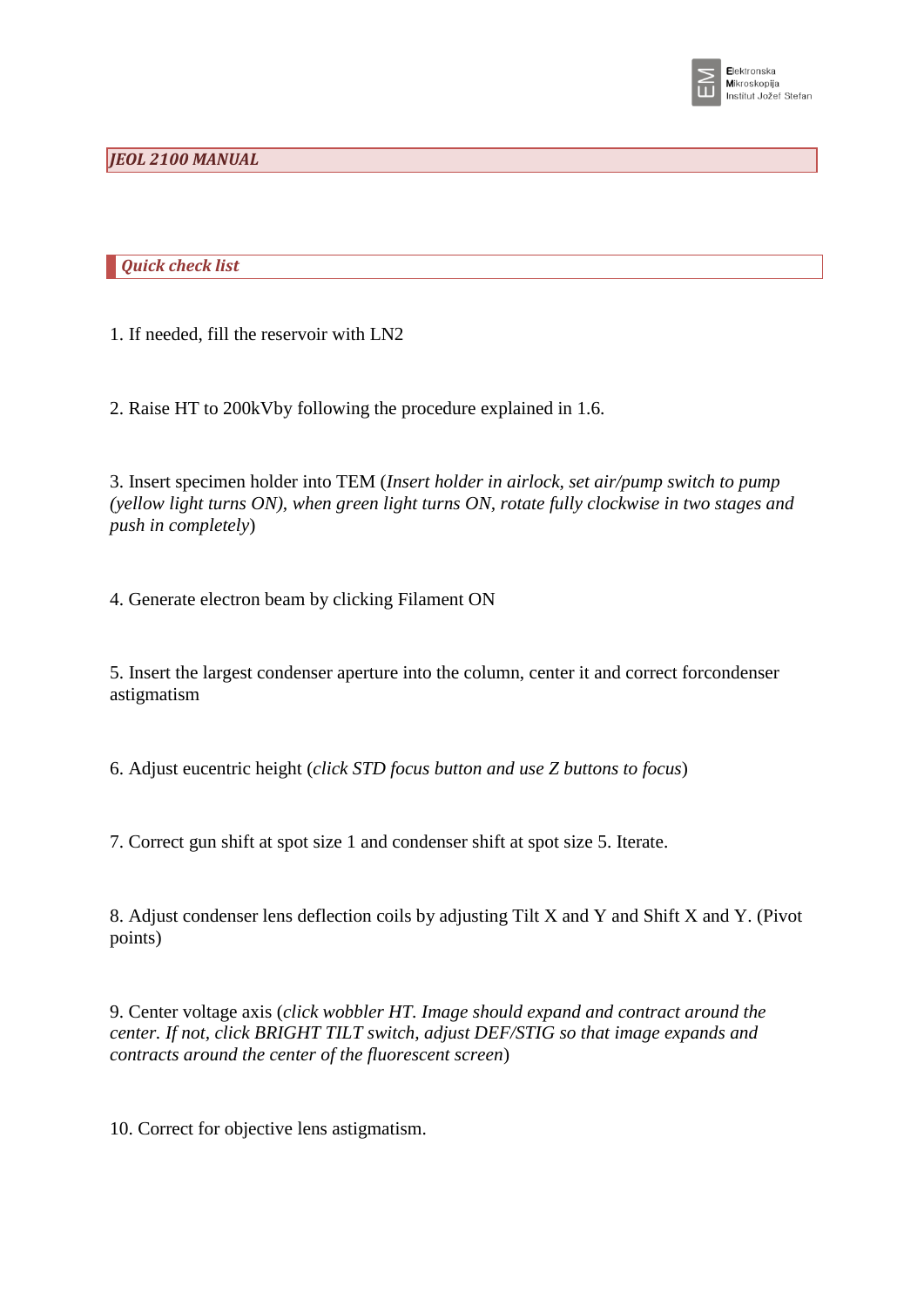# *JEOL 2100 MANUAL*

## *Quick check list*

1. If needed, fill the reservoir with LN2

2. Raise HT to 200kVby following the procedure explained in 1.6.

3. Insert specimen holder into TEM (*Insert holder in airlock, set air/pump switch to pump (yellow light turns ON), when green light turns ON, rotate fully clockwise in two stages and push in completely*)

4. Generate electron beam by clicking Filament ON

5. Insert the largest condenser aperture into the column, center it and correct forcondenser astigmatism

6. Adjust eucentric height (*click STD focus button and use Z buttons to focus*)

7. Correct gun shift at spot size 1 and condenser shift at spot size 5. Iterate.

8. Adjust condenser lens deflection coils by adjusting Tilt X and Y and Shift X and Y. (Pivot points)

9. Center voltage axis (*click wobbler HT. Image should expand and contract around the center. If not, click BRIGHT TILT switch, adjust DEF/STIG so that image expands and contracts around the center of the fluorescent screen*)

10. Correct for objective lens astigmatism.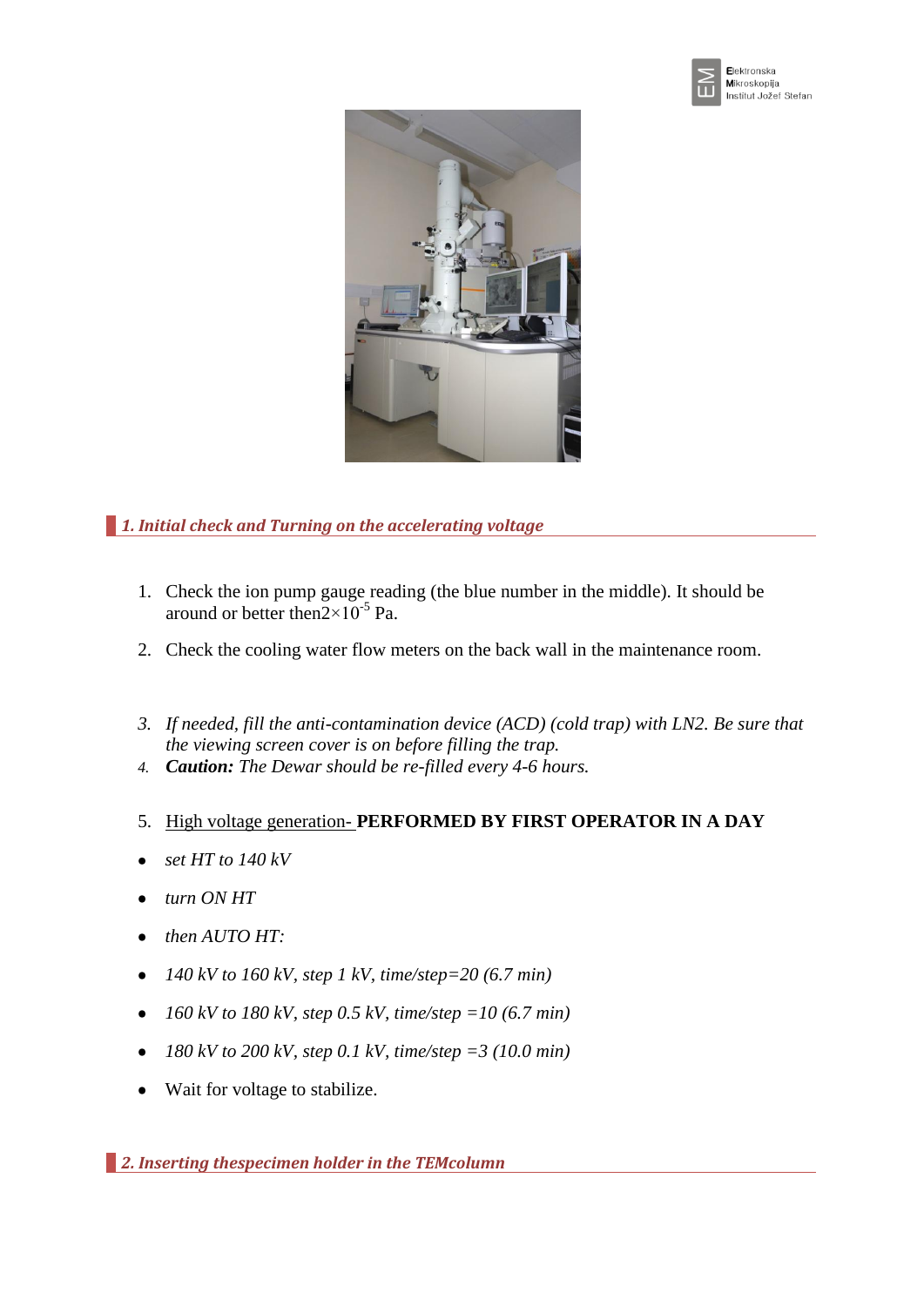## *1. Initial check and Turning on the accelerating voltage*

1. Check the ion pump gauge reading (the blue number in the middle). It should be around or better then$2\times10^{-5}$ Pa.

2. Check the cooling water flow meters on the back wall in the maintenance room.

3. *If needed, fill the anti-contamination device (ACD) (cold trap) with LN2. Be sure that the viewing screen cover is on before filling the trap.*
4. ***Caution:*** *The Dewar should be re-filled every 4-6 hours.*

5. High voltage generation- **PERFORMED BY FIRST OPERATOR IN A DAY**

- *set HT to 140 kV*
- *turn ON HT*
- *then AUTO HT:*
- *140 kV to 160 kV, step 1 kV, time/step=20 (6.7 min)*
- *160 kV to 180 kV, step 0.5 kV, time/step =10 (6.7 min)*
- *180 kV to 200 kV, step 0.1 kV, time/step =3 (10.0 min)*
- Wait for voltage to stabilize.

## *2. Inserting thespecimen holder in the TEMcolumn*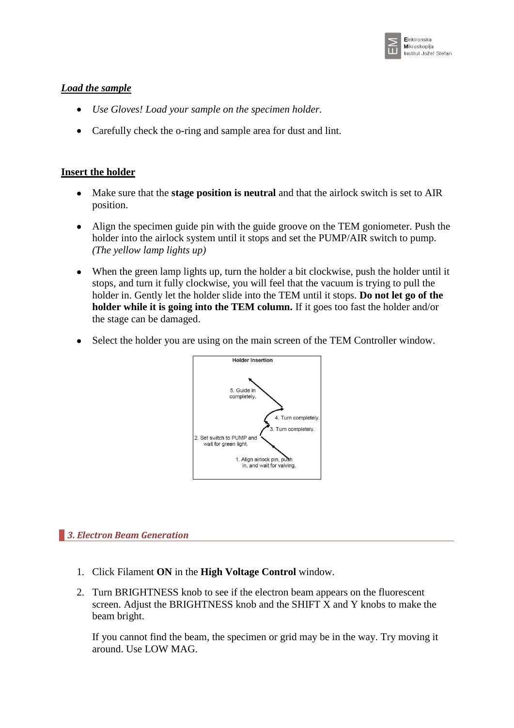## *Load the sample*

- *Use Gloves! Load your sample on the specimen holder.*
- Carefully check the o-ring and sample area for dust and lint.

## Insert the holder

- Make sure that the **stage position is neutral** and that the airlock switch is set to AIR position.
- Align the specimen guide pin with the guide groove on the TEM goniometer. Push the holder into the airlock system until it stops and set the PUMP/AIR switch to pump. *(The yellow lamp lights up)*
- When the green lamp lights up, turn the holder a bit clockwise, push the holder until it stops, and turn it fully clockwise, you will feel that the vacuum is trying to pull the holder in. Gently let the holder slide into the TEM until it stops. **Do not let go of the holder while it is going into the TEM column.** If it goes too fast the holder and/or the stage can be damaged.
- Select the holder you are using on the main screen of the TEM Controller window.

Holder Insertion

5. Guide in completely.

4. Turn completely.

3. Turn completely.

2. Set switch to PUMP and wait for green light.

1. Align airlock pin, push in, and wait for valving.

## *3. Electron Beam Generation*

1. Click Filament **ON** in the **High Voltage Control** window.
2. Turn BRIGHTNESS knob to see if the electron beam appears on the fluorescent screen. Adjust the BRIGHTNESS knob and the SHIFT X and Y knobs to make the beam bright.

   If you cannot find the beam, the specimen or grid may be in the way. Try moving it around. Use LOW MAG.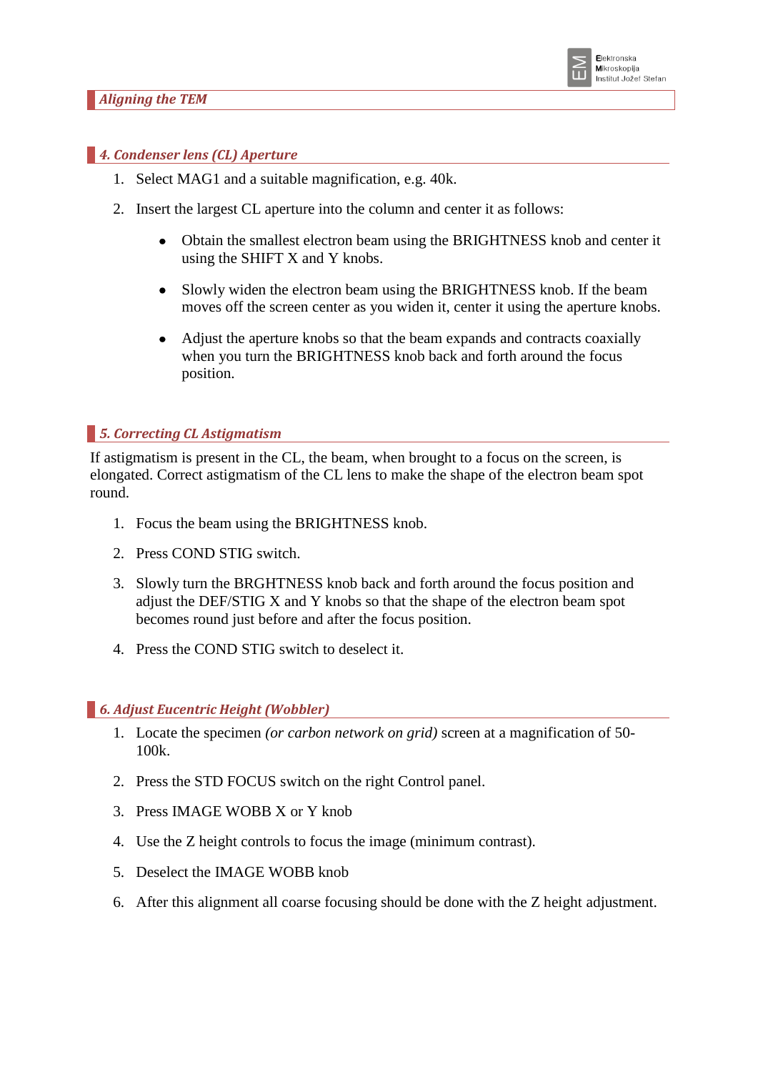## 4. Condenser lens (CL) Aperture

1. Select MAG1 and a suitable magnification, e.g. 40k.
2. Insert the largest CL aperture into the column and center it as follows:
   - Obtain the smallest electron beam using the BRIGHTNESS knob and center it using the SHIFT X and Y knobs.
   - Slowly widen the electron beam using the BRIGHTNESS knob. If the beam moves off the screen center as you widen it, center it using the aperture knobs.
   - Adjust the aperture knobs so that the beam expands and contracts coaxially when you turn the BRIGHTNESS knob back and forth around the focus position.

## 5. Correcting CL Astigmatism

If astigmatism is present in the CL, the beam, when brought to a focus on the screen, is elongated. Correct astigmatism of the CL lens to make the shape of the electron beam spot round.

1. Focus the beam using the BRIGHTNESS knob.
2. Press COND STIG switch.
3. Slowly turn the BRGHTNESS knob back and forth around the focus position and adjust the DEF/STIG X and Y knobs so that the shape of the electron beam spot becomes round just before and after the focus position.
4. Press the COND STIG switch to deselect it.

## 6. Adjust Eucentric Height (Wobbler)

1. Locate the specimen *(or carbon network on grid)* screen at a magnification of 50-100k.
2. Press the STD FOCUS switch on the right Control panel.
3. Press IMAGE WOBB X or Y knob
4. Use the Z height controls to focus the image (minimum contrast).
5. Deselect the IMAGE WOBB knob
6. After this alignment all coarse focusing should be done with the Z height adjustment.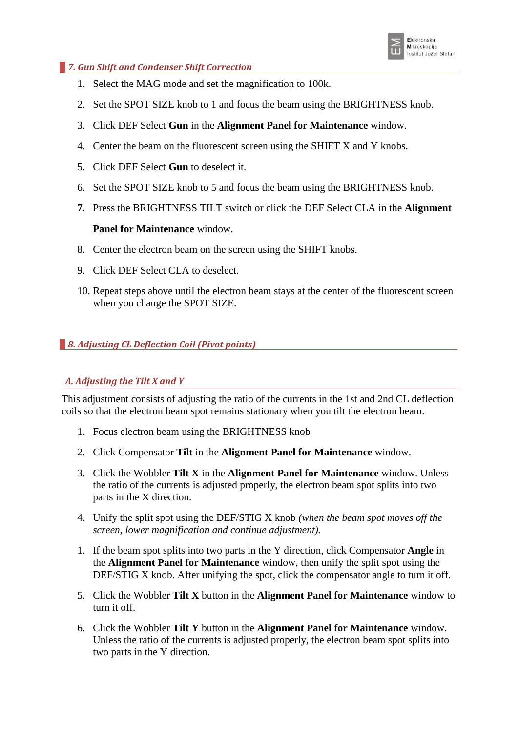## *7. Gun Shift and Condenser Shift Correction*

1. Select the MAG mode and set the magnification to 100k.
2. Set the SPOT SIZE knob to 1 and focus the beam using the BRIGHTNESS knob.
3. Click DEF Select **Gun** in the **Alignment Panel for Maintenance** window.
4. Center the beam on the fluorescent screen using the SHIFT X and Y knobs.
5. Click DEF Select **Gun** to deselect it.
6. Set the SPOT SIZE knob to 5 and focus the beam using the BRIGHTNESS knob.
7. Press the BRIGHTNESS TILT switch or click the DEF Select CLA in the **Alignment Panel for Maintenance** window.
8. Center the electron beam on the screen using the SHIFT knobs.
9. Click DEF Select CLA to deselect.
10. Repeat steps above until the electron beam stays at the center of the fluorescent screen when you change the SPOT SIZE.

## *8. Adjusting CL Deflection Coil (Pivot points)*

### *A. Adjusting the Tilt X and Y*

This adjustment consists of adjusting the ratio of the currents in the 1st and 2nd CL deflection coils so that the electron beam spot remains stationary when you tilt the electron beam.

1. Focus electron beam using the BRIGHTNESS knob
2. Click Compensator **Tilt** in the **Alignment Panel for Maintenance** window.
3. Click the Wobbler **Tilt X** in the **Alignment Panel for Maintenance** window. Unless the ratio of the currents is adjusted properly, the electron beam spot splits into two parts in the X direction.
4. Unify the split spot using the DEF/STIG X knob *(when the beam spot moves off the screen, lower magnification and continue adjustment).*

1. If the beam spot splits into two parts in the Y direction, click Compensator **Angle** in the **Alignment Panel for Maintenance** window, then unify the split spot using the DEF/STIG X knob. After unifying the spot, click the compensator angle to turn it off.

5. Click the Wobbler **Tilt X** button in the **Alignment Panel for Maintenance** window to turn it off.
6. Click the Wobbler **Tilt Y** button in the **Alignment Panel for Maintenance** window. Unless the ratio of the currents is adjusted properly, the electron beam spot splits into two parts in the Y direction.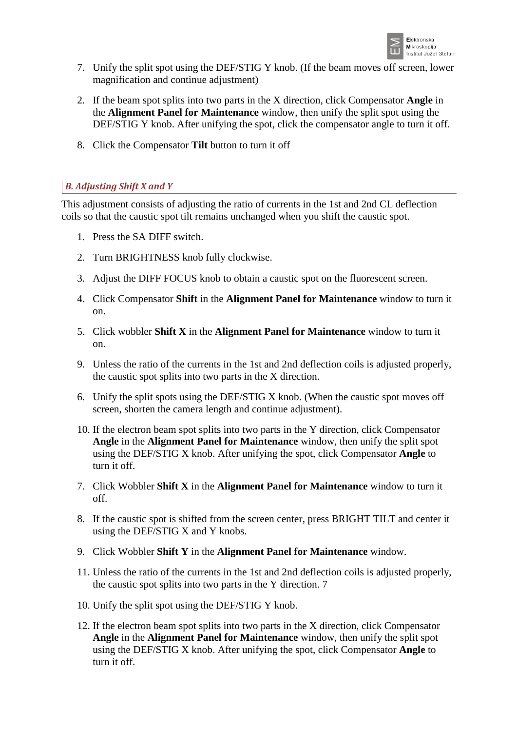7. Unify the split spot using the DEF/STIG Y knob. (If the beam moves off screen, lower magnification and continue adjustment)

2. If the beam spot splits into two parts in the X direction, click Compensator **Angle** in the **Alignment Panel for Maintenance** window, then unify the split spot using the DEF/STIG Y knob. After unifying the spot, click the compensator angle to turn it off.

8. Click the Compensator **Tilt** button to turn it off

### *B. Adjusting Shift X and Y*

This adjustment consists of adjusting the ratio of currents in the 1st and 2nd CL deflection coils so that the caustic spot tilt remains unchanged when you shift the caustic spot.

1. Press the SA DIFF switch.

2. Turn BRIGHTNESS knob fully clockwise.

3. Adjust the DIFF FOCUS knob to obtain a caustic spot on the fluorescent screen.

4. Click Compensator **Shift** in the **Alignment Panel for Maintenance** window to turn it on.

5. Click wobbler **Shift X** in the **Alignment Panel for Maintenance** window to turn it on.

9. Unless the ratio of the currents in the 1st and 2nd deflection coils is adjusted properly, the caustic spot splits into two parts in the X direction.

6. Unify the split spots using the DEF/STIG X knob. (When the caustic spot moves off screen, shorten the camera length and continue adjustment).

10. If the electron beam spot splits into two parts in the Y direction, click Compensator **Angle** in the **Alignment Panel for Maintenance** window, then unify the split spot using the DEF/STIG X knob. After unifying the spot, click Compensator **Angle** to turn it off.

7. Click Wobbler **Shift X** in the **Alignment Panel for Maintenance** window to turn it off.

8. If the caustic spot is shifted from the screen center, press BRIGHT TILT and center it using the DEF/STIG X and Y knobs.

9. Click Wobbler **Shift Y** in the **Alignment Panel for Maintenance** window.

11. Unless the ratio of the currents in the 1st and 2nd deflection coils is adjusted properly, the caustic spot splits into two parts in the Y direction. 7

10. Unify the split spot using the DEF/STIG Y knob.

12. If the electron beam spot splits into two parts in the X direction, click Compensator **Angle** in the **Alignment Panel for Maintenance** window, then unify the split spot using the DEF/STIG X knob. After unifying the spot, click Compensator **Angle** to turn it off.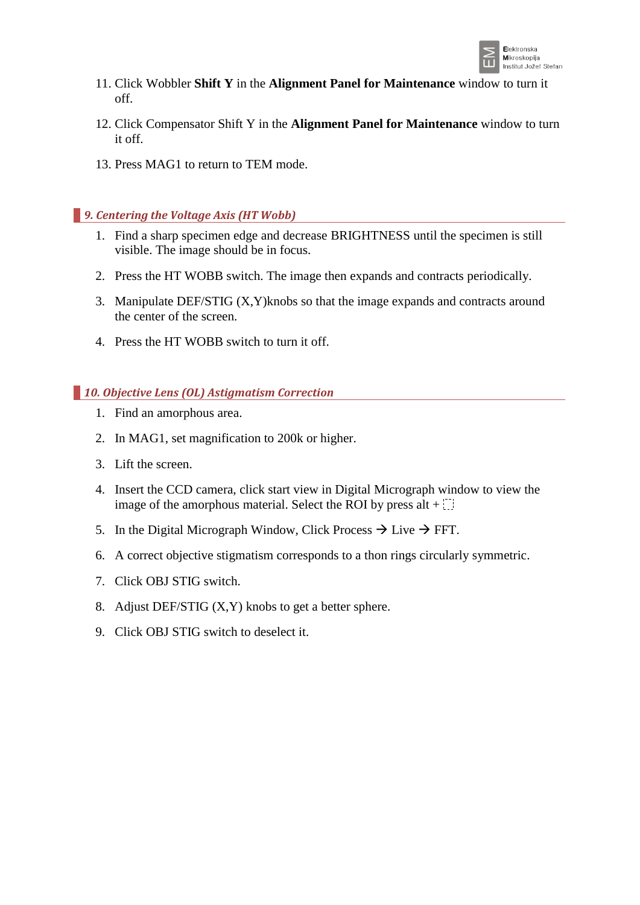11. Click Wobbler **Shift Y** in the **Alignment Panel for Maintenance** window to turn it off.

12. Click Compensator Shift Y in the **Alignment Panel for Maintenance** window to turn it off.

13. Press MAG1 to return to TEM mode.

## *9. Centering the Voltage Axis (HT Wobb)*

1. Find a sharp specimen edge and decrease BRIGHTNESS until the specimen is still visible. The image should be in focus.

2. Press the HT WOBB switch. The image then expands and contracts periodically.

3. Manipulate DEF/STIG (X,Y)knobs so that the image expands and contracts around the center of the screen.

4. Press the HT WOBB switch to turn it off.

## *10. Objective Lens (OL) Astigmatism Correction*

1. Find an amorphous area.

2. In MAG1, set magnification to 200k or higher.

3. Lift the screen.

4. Insert the CCD camera, click start view in Digital Micrograph window to view the image of the amorphous material. Select the ROI by press alt + ⬚

5. In the Digital Micrograph Window, Click Process → Live → FFT.

6. A correct objective stigmatism corresponds to a thon rings circularly symmetric.

7. Click OBJ STIG switch.

8. Adjust DEF/STIG (X,Y) knobs to get a better sphere.

9. Click OBJ STIG switch to deselect it.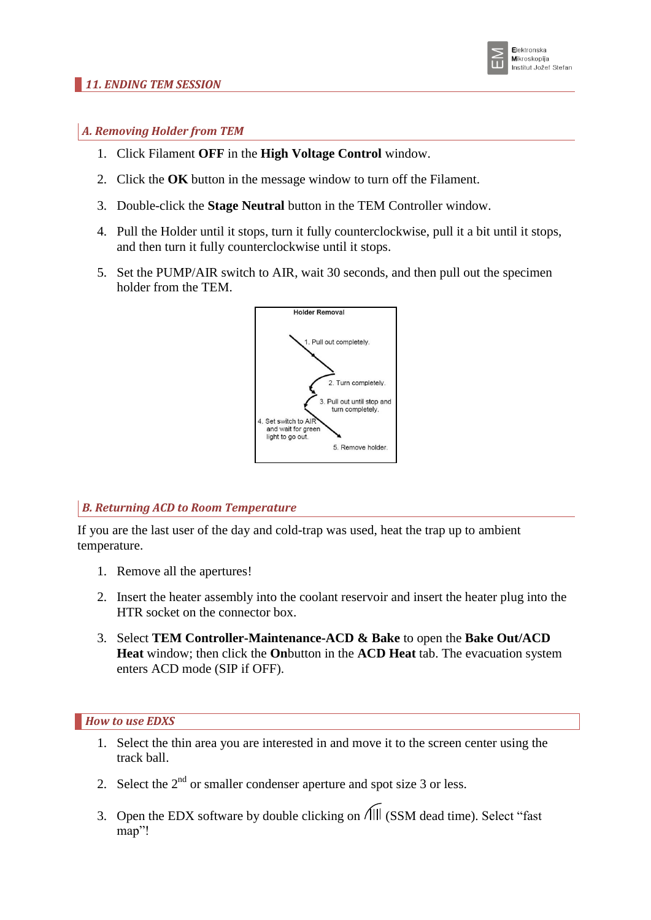## 11. ENDING TEM SESSION

### A. Removing Holder from TEM

1. Click Filament **OFF** in the **High Voltage Control** window.
2. Click the **OK** button in the message window to turn off the Filament.
3. Double-click the **Stage Neutral** button in the TEM Controller window.
4. Pull the Holder until it stops, turn it fully counterclockwise, pull it a bit until it stops, and then turn it fully counterclockwise until it stops.
5. Set the PUMP/AIR switch to AIR, wait 30 seconds, and then pull out the specimen holder from the TEM.

Holder Removal

1. Pull out completely.
2. Turn completely.
3. Pull out until stop and turn completely.
4. Set switch to AIR and wait for green light to go out.
5. Remove holder.

### B. Returning ACD to Room Temperature

If you are the last user of the day and cold-trap was used, heat the trap up to ambient temperature.

1. Remove all the apertures!
2. Insert the heater assembly into the coolant reservoir and insert the heater plug into the HTR socket on the connector box.
3. Select **TEM Controller-Maintenance-ACD & Bake** to open the **Bake Out/ACD Heat** window; then click the **On**button in the **ACD Heat** tab. The evacuation system enters ACD mode (SIP if OFF).

## How to use EDXS

1. Select the thin area you are interested in and move it to the screen center using the track ball.
2. Select the 2nd or smaller condenser aperture and spot size 3 or less.
3. Open the EDX software by double clicking on (SSM dead time). Select "fast map"!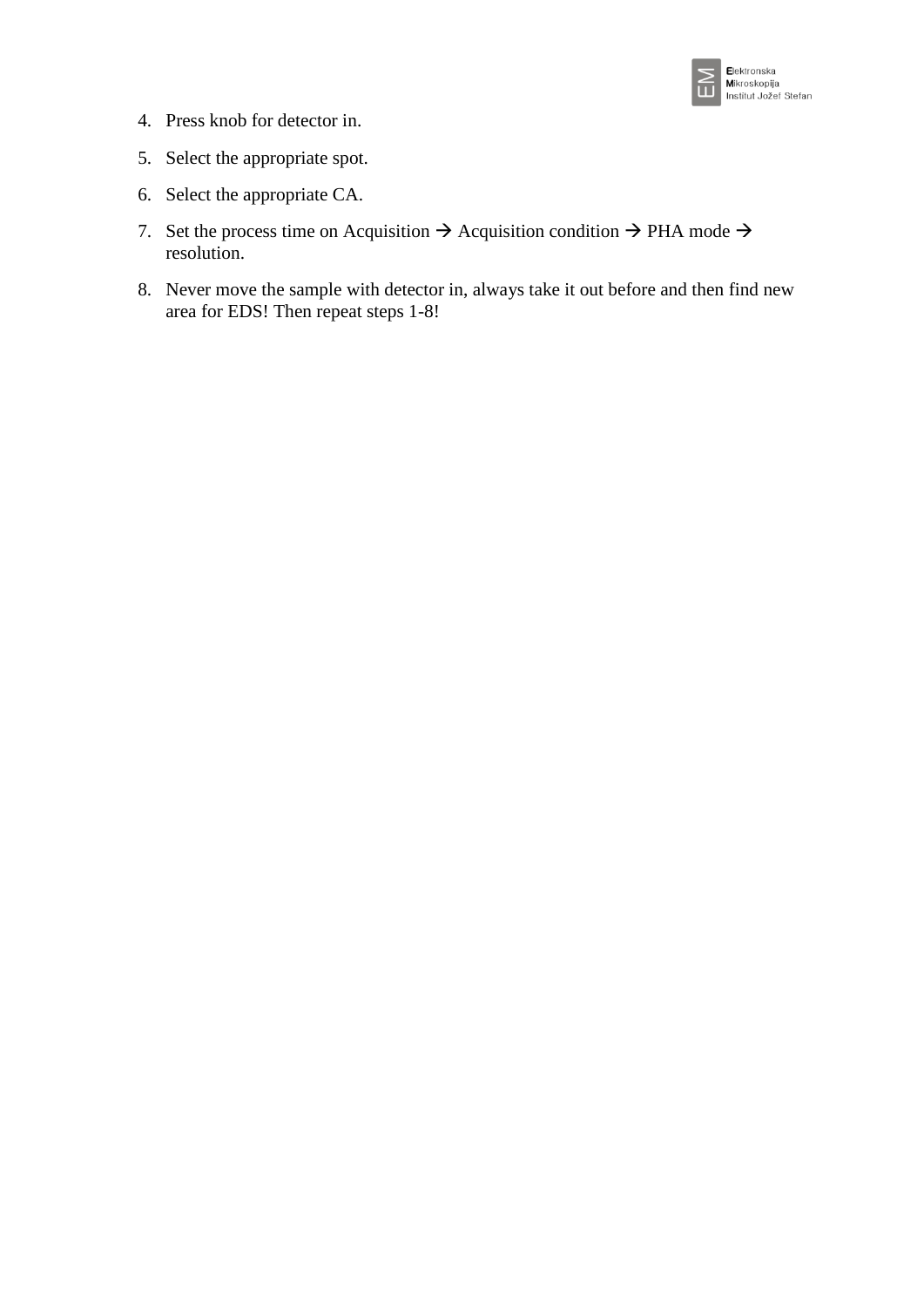4. Press knob for detector in.
5. Select the appropriate spot.
6. Select the appropriate CA.
7. Set the process time on Acquisition → Acquisition condition → PHA mode → resolution.
8. Never move the sample with detector in, always take it out before and then find new area for EDS! Then repeat steps 1-8!